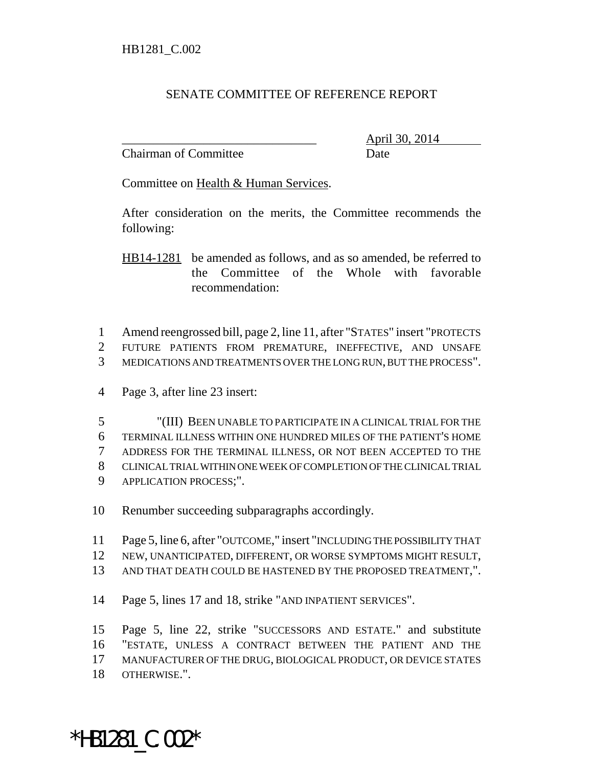HB1281_C.002

SENATE COMMITTEE OF REFERENCE REPORT

_______________________________ April 30, 2014
Chairman of Committee Date

Committee on Health & Human Services.

After consideration on the merits, the Committee recommends the following:

HB14-1281 be amended as follows, and as so amended, be referred to the Committee of the Whole with favorable recommendation:

1 Amend reengrossed bill, page 2, line 11, after "STATES" insert "PROTECTS
2 FUTURE PATIENTS FROM PREMATURE, INEFFECTIVE, AND UNSAFE
3 MEDICATIONS AND TREATMENTS OVER THE LONG RUN, BUT THE PROCESS".

4 Page 3, after line 23 insert:

5 "(III) BEEN UNABLE TO PARTICIPATE IN A CLINICAL TRIAL FOR THE
6 TERMINAL ILLNESS WITHIN ONE HUNDRED MILES OF THE PATIENT'S HOME
7 ADDRESS FOR THE TERMINAL ILLNESS, OR NOT BEEN ACCEPTED TO THE
8 CLINICAL TRIAL WITHIN ONE WEEK OF COMPLETION OF THE CLINICAL TRIAL
9 APPLICATION PROCESS;".

10 Renumber succeeding subparagraphs accordingly.

11 Page 5, line 6, after "OUTCOME," insert "INCLUDING THE POSSIBILITY THAT
12 NEW, UNANTICIPATED, DIFFERENT, OR WORSE SYMPTOMS MIGHT RESULT,
13 AND THAT DEATH COULD BE HASTENED BY THE PROPOSED TREATMENT,".

14 Page 5, lines 17 and 18, strike "AND INPATIENT SERVICES".

15 Page 5, line 22, strike "SUCCESSORS AND ESTATE." and substitute
16 "ESTATE, UNLESS A CONTRACT BETWEEN THE PATIENT AND THE
17 MANUFACTURER OF THE DRUG, BIOLOGICAL PRODUCT, OR DEVICE STATES
18 OTHERWISE.".

*HB1281_C.002*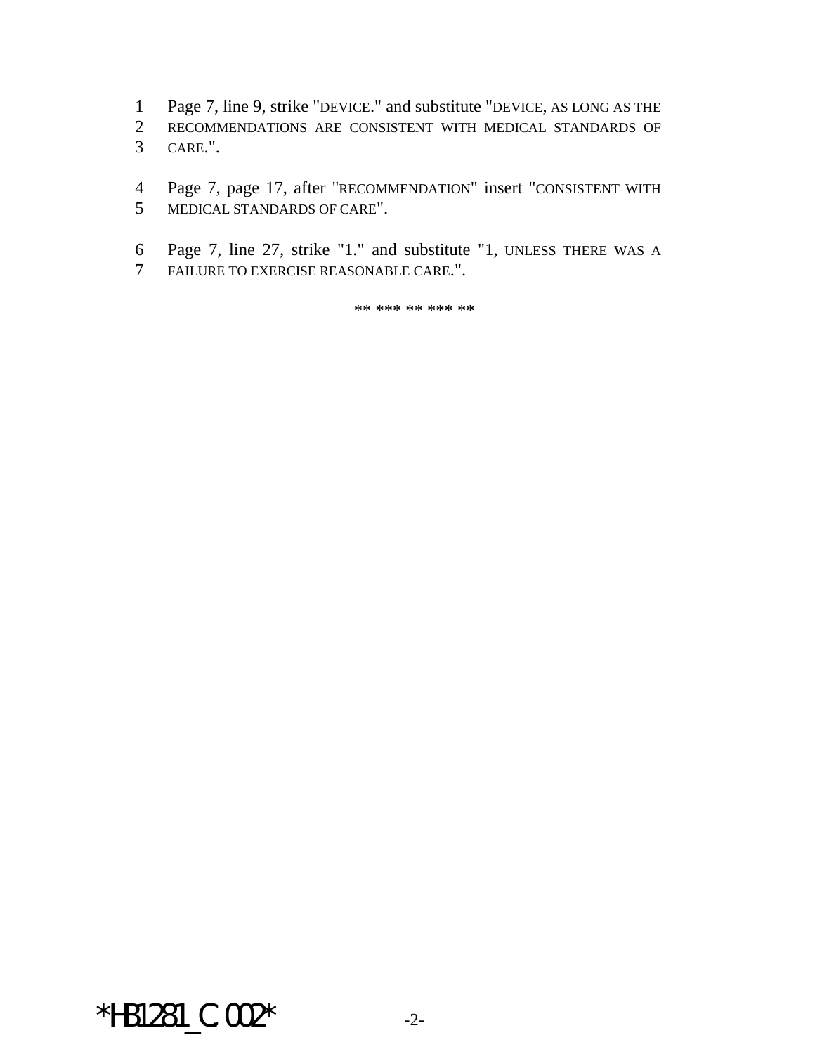Page 7, line 9, strike "DEVICE." and substitute "DEVICE, AS LONG AS THE RECOMMENDATIONS ARE CONSISTENT WITH MEDICAL STANDARDS OF CARE.".

Page 7, page 17, after "RECOMMENDATION" insert "CONSISTENT WITH MEDICAL STANDARDS OF CARE".

Page 7, line 27, strike "1." and substitute "1, UNLESS THERE WAS A FAILURE TO EXERCISE REASONABLE CARE.".

** *** ** *** **

*HB1281_C.002*